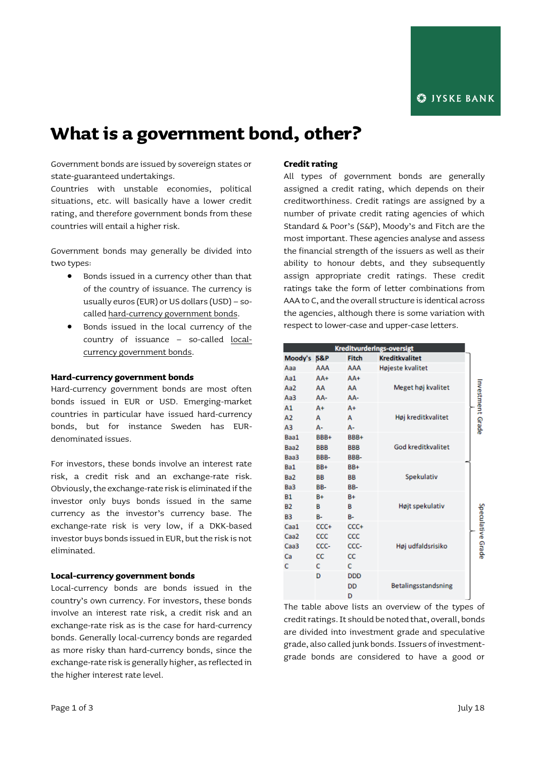# What is a government bond, other?

Government bonds are issued by sovereign states or state-guaranteed undertakings.
Countries with unstable economies, political situations, etc. will basically have a lower credit rating, and therefore government bonds from these countries will entail a higher risk.

Government bonds may generally be divided into two types:

- Bonds issued in a currency other than that of the country of issuance. The currency is usually euros (EUR) or US dollars (USD) – so-called hard-currency government bonds.
- Bonds issued in the local currency of the country of issuance – so-called local-currency government bonds.

### Hard-currency government bonds

Hard-currency government bonds are most often bonds issued in EUR or USD. Emerging-market countries in particular have issued hard-currency bonds, but for instance Sweden has EUR-denominated issues.

For investors, these bonds involve an interest rate risk, a credit risk and an exchange-rate risk. Obviously, the exchange-rate risk is eliminated if the investor only buys bonds issued in the same currency as the investor's currency base. The exchange-rate risk is very low, if a DKK-based investor buys bonds issued in EUR, but the risk is not eliminated.

### Local-currency government bonds

Local-currency bonds are bonds issued in the country's own currency. For investors, these bonds involve an interest rate risk, a credit risk and an exchange-rate risk as is the case for hard-currency bonds. Generally local-currency bonds are regarded as more risky than hard-currency bonds, since the exchange-rate risk is generally higher, as reflected in the higher interest rate level.

### Credit rating

All types of government bonds are generally assigned a credit rating, which depends on their creditworthiness. Credit ratings are assigned by a number of private credit rating agencies of which Standard & Poor's (S&P), Moody's and Fitch are the most important. These agencies analyse and assess the financial strength of the issuers as well as their ability to honour debts, and they subsequently assign appropriate credit ratings. These credit ratings take the form of letter combinations from AAA to C, and the overall structure is identical across the agencies, although there is some variation with respect to lower-case and upper-case letters.

**Kreditvurderings-oversigt**

| Moody's | S&P | Fitch | Kreditkvalitet | |
|---|---|---|---|---|
| Aaa | AAA | AAA | Højeste kvalitet | Investment Grade |
| Aa1 | AA+ | AA+ | Meget høj kvalitet | Investment Grade |
| Aa2 | AA | AA | | |
| Aa3 | AA- | AA- | | |
| A1 | A+ | A+ | Høj kreditkvalitet | Investment Grade |
| A2 | A | A | | |
| A3 | A- | A- | | |
| Baa1 | BBB+ | BBB+ | God kreditkvalitet | Investment Grade |
| Baa2 | BBB | BBB | | |
| Baa3 | BBB- | BBB- | | |
| Ba1 | BB+ | BB+ | Spekulativ | Speculative Grade |
| Ba2 | BB | BB | | |
| Ba3 | BB- | BB- | | |
| B1 | B+ | B+ | Højt spekulativ | Speculative Grade |
| B2 | B | B | | |
| B3 | B- | B- | | |
| Caa1 | CCC+ | CCC+ | Høj udfaldsrisiko | Speculative Grade |
| Caa2 | CCC | CCC | | |
| Caa3 | CCC- | CCC- | | |
| Ca | CC | CC | | |
| C | C | C | | |
| | D | DDD | Betalingsstandsning | Speculative Grade |
| | | DD | | |
| | | D | | |

The table above lists an overview of the types of credit ratings. It should be noted that, overall, bonds are divided into investment grade and speculative grade, also called junk bonds. Issuers of investment-grade bonds are considered to have a good or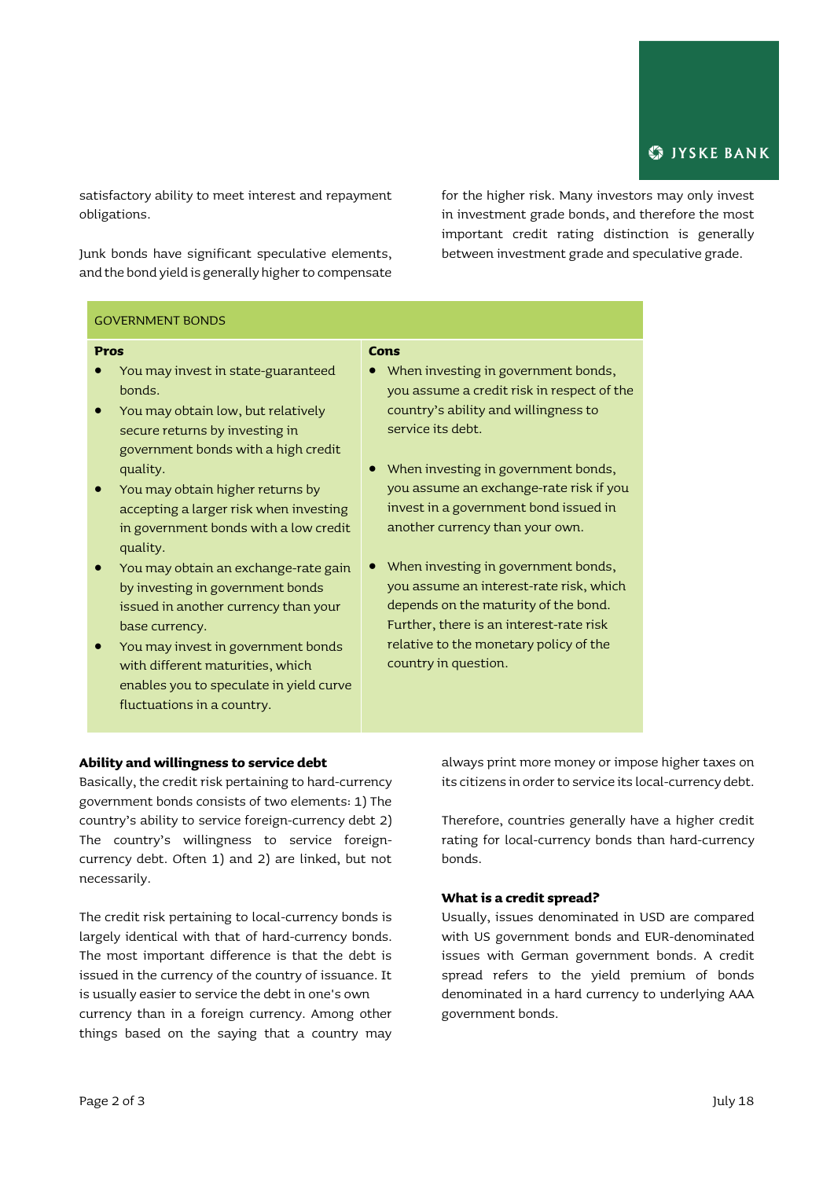satisfactory ability to meet interest and repayment obligations.

Junk bonds have significant speculative elements, and the bond yield is generally higher to compensate for the higher risk. Many investors may only invest in investment grade bonds, and therefore the most important credit rating distinction is generally between investment grade and speculative grade.

| GOVERNMENT BONDS | |
|---|---|
| **Pros** | **Cons** |
| • You may invest in state-guaranteed bonds.<br>• You may obtain low, but relatively secure returns by investing in government bonds with a high credit quality.<br>• You may obtain higher returns by accepting a larger risk when investing in government bonds with a low credit quality.<br>• You may obtain an exchange-rate gain by investing in government bonds issued in another currency than your base currency.<br>• You may invest in government bonds with different maturities, which enables you to speculate in yield curve fluctuations in a country. | • When investing in government bonds, you assume a credit risk in respect of the country's ability and willingness to service its debt.<br>• When investing in government bonds, you assume an exchange-rate risk if you invest in a government bond issued in another currency than your own.<br>• When investing in government bonds, you assume an interest-rate risk, which depends on the maturity of the bond. Further, there is an interest-rate risk relative to the monetary policy of the country in question. |

**Ability and willingness to service debt**

Basically, the credit risk pertaining to hard-currency government bonds consists of two elements: 1) The country's ability to service foreign-currency debt 2) The country's willingness to service foreign-currency debt. Often 1) and 2) are linked, but not necessarily.

The credit risk pertaining to local-currency bonds is largely identical with that of hard-currency bonds. The most important difference is that the debt is issued in the currency of the country of issuance. It is usually easier to service the debt in one's own currency than in a foreign currency. Among other things based on the saying that a country may always print more money or impose higher taxes on its citizens in order to service its local-currency debt.

Therefore, countries generally have a higher credit rating for local-currency bonds than hard-currency bonds.

**What is a credit spread?**

Usually, issues denominated in USD are compared with US government bonds and EUR-denominated issues with German government bonds. A credit spread refers to the yield premium of bonds denominated in a hard currency to underlying AAA government bonds.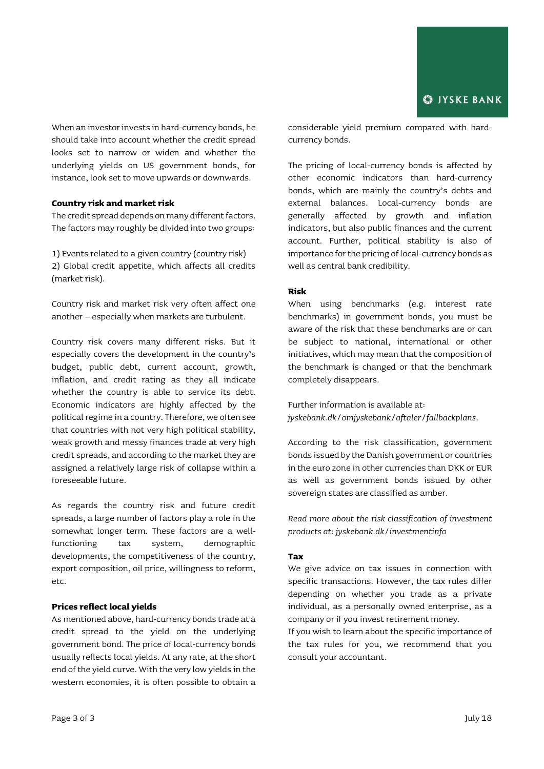When an investor invests in hard-currency bonds, he should take into account whether the credit spread looks set to narrow or widen and whether the underlying yields on US government bonds, for instance, look set to move upwards or downwards.

**Country risk and market risk**

The credit spread depends on many different factors. The factors may roughly be divided into two groups:

1) Events related to a given country (country risk)
2) Global credit appetite, which affects all credits (market risk).

Country risk and market risk very often affect one another – especially when markets are turbulent.

Country risk covers many different risks. But it especially covers the development in the country's budget, public debt, current account, growth, inflation, and credit rating as they all indicate whether the country is able to service its debt. Economic indicators are highly affected by the political regime in a country. Therefore, we often see that countries with not very high political stability, weak growth and messy finances trade at very high credit spreads, and according to the market they are assigned a relatively large risk of collapse within a foreseeable future.

As regards the country risk and future credit spreads, a large number of factors play a role in the somewhat longer term. These factors are a well-functioning tax system, demographic developments, the competitiveness of the country, export composition, oil price, willingness to reform, etc.

**Prices reflect local yields**

As mentioned above, hard-currency bonds trade at a credit spread to the yield on the underlying government bond. The price of local-currency bonds usually reflects local yields. At any rate, at the short end of the yield curve. With the very low yields in the western economies, it is often possible to obtain a considerable yield premium compared with hard-currency bonds.

The pricing of local-currency bonds is affected by other economic indicators than hard-currency bonds, which are mainly the country's debts and external balances. Local-currency bonds are generally affected by growth and inflation indicators, but also public finances and the current account. Further, political stability is also of importance for the pricing of local-currency bonds as well as central bank credibility.

**Risk**

When using benchmarks (e.g. interest rate benchmarks) in government bonds, you must be aware of the risk that these benchmarks are or can be subject to national, international or other initiatives, which may mean that the composition of the benchmark is changed or that the benchmark completely disappears.

Further information is available at:
*jyskebank.dk/omjyskebank/aftaler/fallbackplans.*

According to the risk classification, government bonds issued by the Danish government or countries in the euro zone in other currencies than DKK or EUR as well as government bonds issued by other sovereign states are classified as amber.

*Read more about the risk classification of investment products at: jyskebank.dk/investmentinfo*

**Tax**

We give advice on tax issues in connection with specific transactions. However, the tax rules differ depending on whether you trade as a private individual, as a personally owned enterprise, as a company or if you invest retirement money.
If you wish to learn about the specific importance of the tax rules for you, we recommend that you consult your accountant.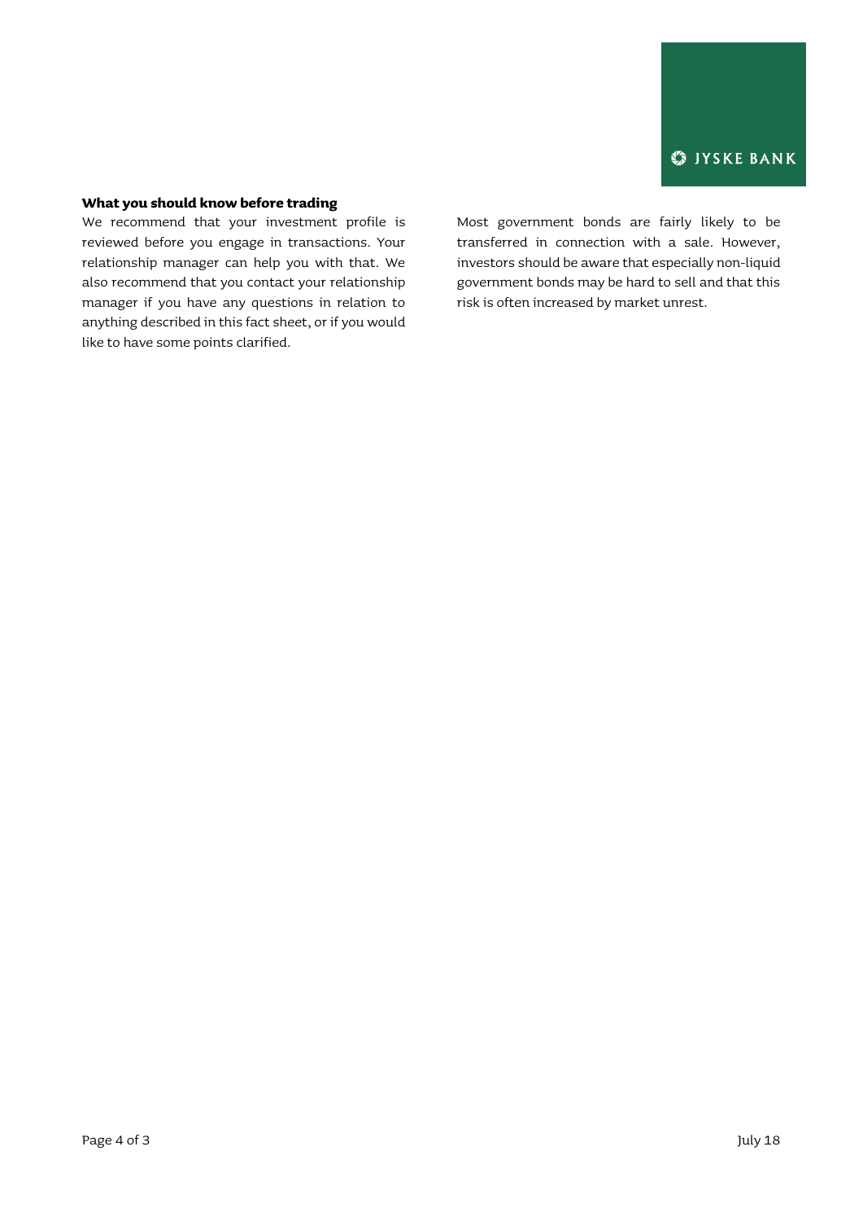**What you should know before trading**

We recommend that your investment profile is reviewed before you engage in transactions. Your relationship manager can help you with that. We also recommend that you contact your relationship manager if you have any questions in relation to anything described in this fact sheet, or if you would like to have some points clarified.

Most government bonds are fairly likely to be transferred in connection with a sale. However, investors should be aware that especially non-liquid government bonds may be hard to sell and that this risk is often increased by market unrest.